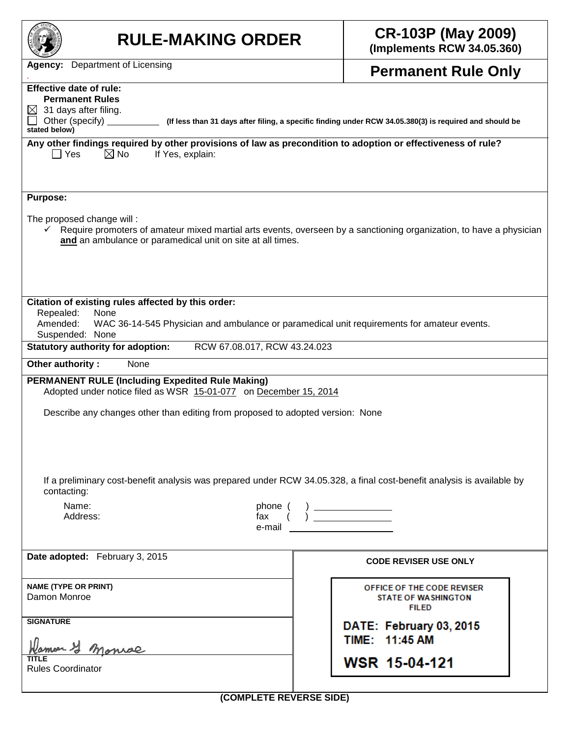# RULE-MAKING ORDER

**CR-103P (May 2009)**
**(Implements RCW 34.05.360)**

**Agency:** Department of Licensing

**Permanent Rule Only**

**Effective date of rule:**
**Permanent Rules**
☒ 31 days after filing.
☐ Other (specify) ______ **(If less than 31 days after filing, a specific finding under RCW 34.05.380(3) is required and should be stated below)**

**Any other findings required by other provisions of law as precondition to adoption or effectiveness of rule?**
☐ Yes ☒ No If Yes, explain:

**Purpose:**

The proposed change will :

- ✓ Require promoters of amateur mixed martial arts events, overseen by a sanctioning organization, to have a physician **and** an ambulance or paramedical unit on site at all times.

**Citation of existing rules affected by this order:**
Repealed: None
Amended: WAC 36-14-545 Physician and ambulance or paramedical unit requirements for amateur events.
Suspended: None

**Statutory authority for adoption:** RCW 67.08.017, RCW 43.24.023

**Other authority :** None

**PERMANENT RULE (Including Expedited Rule Making)**
Adopted under notice filed as WSR 15-01-077 on December 15, 2014

Describe any changes other than editing from proposed to adopted version: None

If a preliminary cost-benefit analysis was prepared under RCW 34.05.328, a final cost-benefit analysis is available by contacting:

Name: phone ( ) ______
Address: fax ( ) ______
e-mail ______

**Date adopted:** February 3, 2015

**NAME (TYPE OR PRINT)**
Damon Monroe

**SIGNATURE**
Damon G Monroe

**TITLE**
Rules Coordinator

**CODE REVISER USE ONLY**

OFFICE OF THE CODE REVISER
STATE OF WASHINGTON
FILED

DATE: February 03, 2015
TIME: 11:45 AM

WSR 15-04-121

**(COMPLETE REVERSE SIDE)**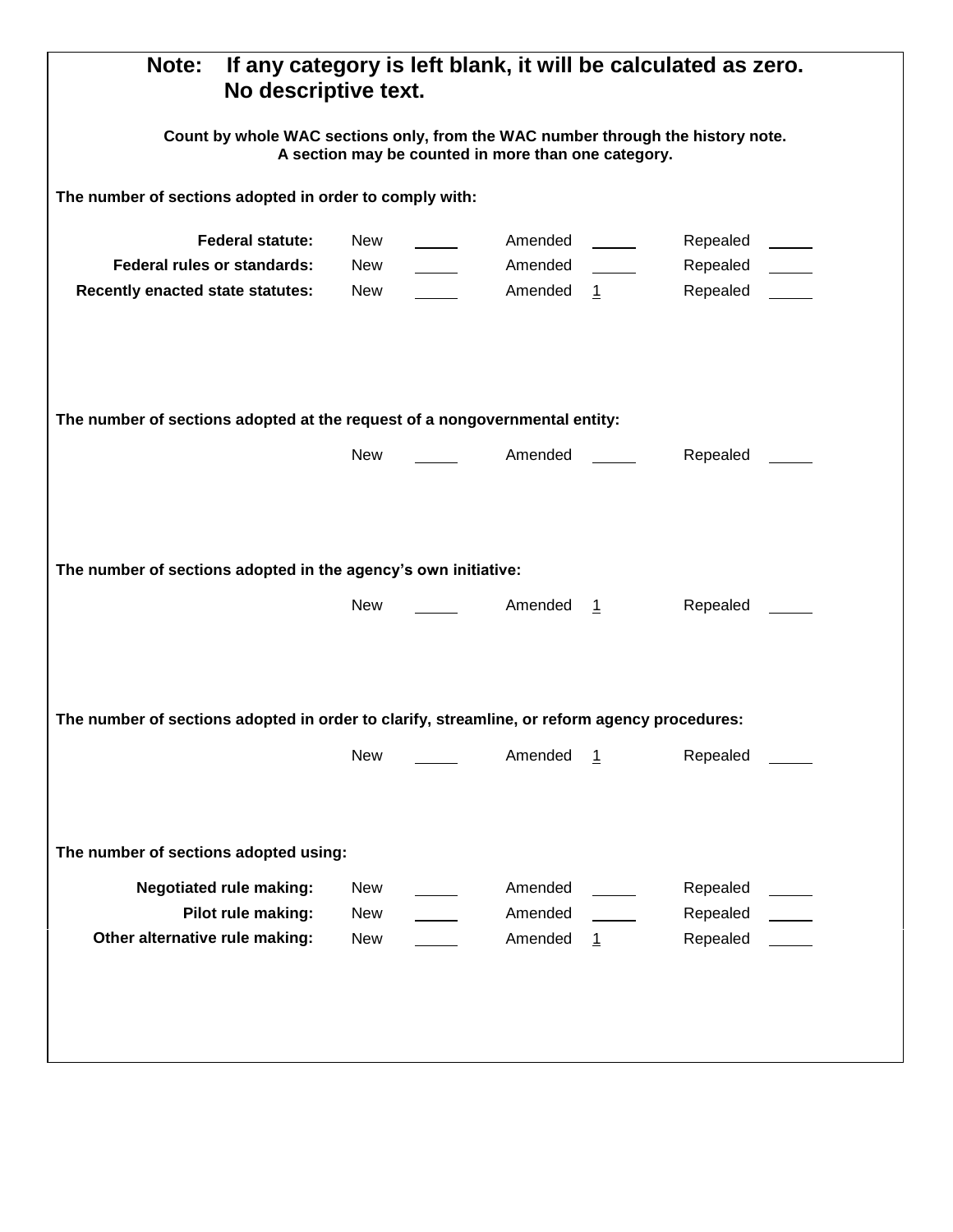**Note: If any category is left blank, it will be calculated as zero. No descriptive text.**

**Count by whole WAC sections only, from the WAC number through the history note. A section may be counted in more than one category.**

**The number of sections adopted in order to comply with:**

| | | | | | | |
|---|---|---|---|---|---|---|
| **Federal statute:** | New | | Amended | | Repealed | |
| **Federal rules or standards:** | New | | Amended | | Repealed | |
| **Recently enacted state statutes:** | New | | Amended | 1 | Repealed | |

**The number of sections adopted at the request of a nongovernmental entity:**

| | | | | | |
|---|---|---|---|---|---|
| New | | Amended | | Repealed | |

**The number of sections adopted in the agency's own initiative:**

| | | | | | |
|---|---|---|---|---|---|
| New | | Amended | 1 | Repealed | |

**The number of sections adopted in order to clarify, streamline, or reform agency procedures:**

| | | | | | |
|---|---|---|---|---|---|
| New | | Amended | 1 | Repealed | |

**The number of sections adopted using:**

| | | | | | | |
|---|---|---|---|---|---|---|
| **Negotiated rule making:** | New | | Amended | | Repealed | |
| **Pilot rule making:** | New | | Amended | | Repealed | |
| **Other alternative rule making:** | New | | Amended | 1 | Repealed | |